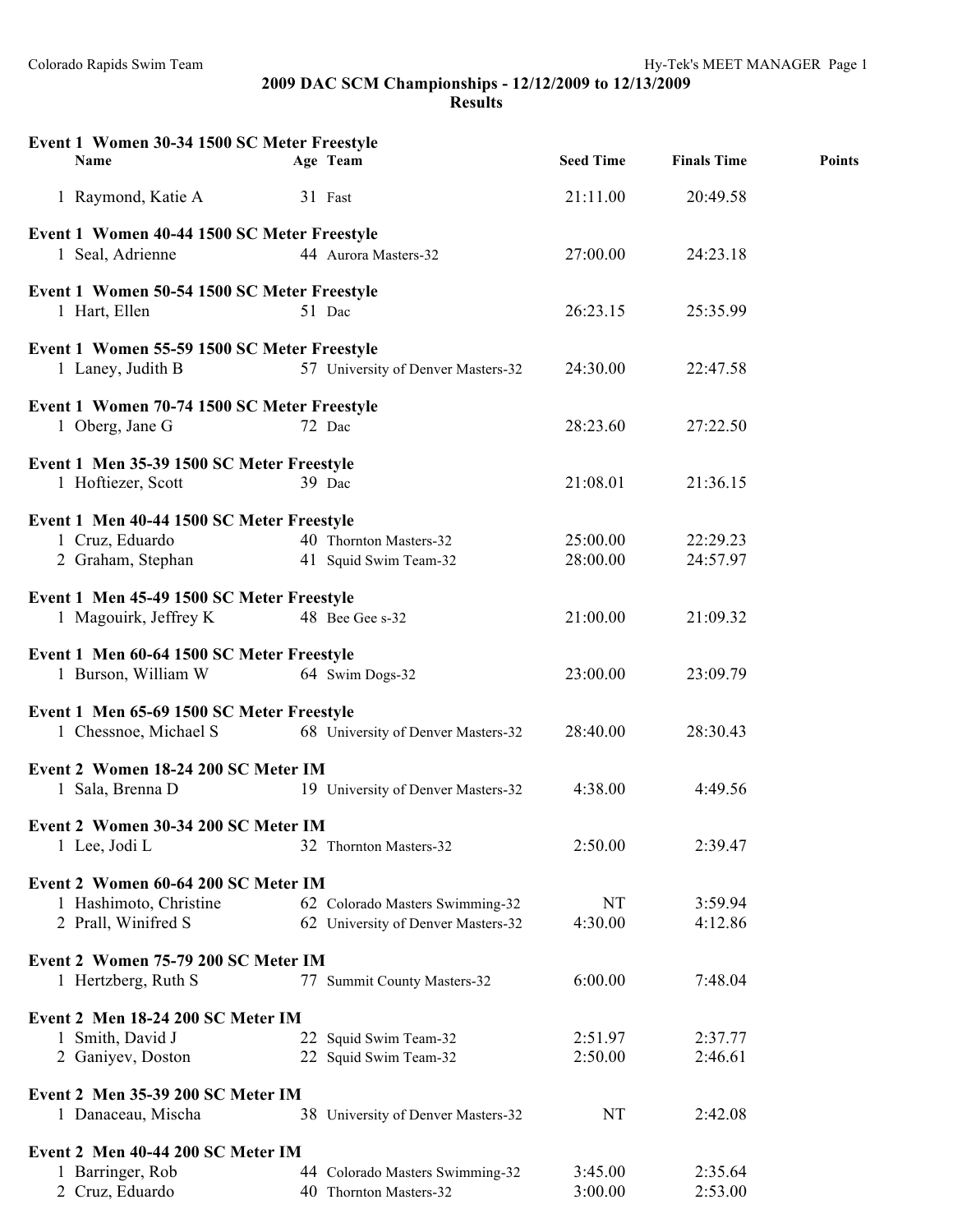## 2009 DAC SCM Championships - 12/12/2009 to 12/13/2009
### Results

**Event 1 Women 30-34 1500 SC Meter Freestyle**

| | Name | Age | Team | Seed Time | Finals Time | Points |
|---|---|---|---|---|---|---|
| 1 | Raymond, Katie A | 31 | Fast | 21:11.00 | 20:49.58 | |

**Event 1 Women 40-44 1500 SC Meter Freestyle**

| | Name | Age | Team | Seed Time | Finals Time | Points |
|---|---|---|---|---|---|---|
| 1 | Seal, Adrienne | 44 | Aurora Masters-32 | 27:00.00 | 24:23.18 | |

**Event 1 Women 50-54 1500 SC Meter Freestyle**

| | Name | Age | Team | Seed Time | Finals Time | Points |
|---|---|---|---|---|---|---|
| 1 | Hart, Ellen | 51 | Dac | 26:23.15 | 25:35.99 | |

**Event 1 Women 55-59 1500 SC Meter Freestyle**

| | Name | Age | Team | Seed Time | Finals Time | Points |
|---|---|---|---|---|---|---|
| 1 | Laney, Judith B | 57 | University of Denver Masters-32 | 24:30.00 | 22:47.58 | |

**Event 1 Women 70-74 1500 SC Meter Freestyle**

| | Name | Age | Team | Seed Time | Finals Time | Points |
|---|---|---|---|---|---|---|
| 1 | Oberg, Jane G | 72 | Dac | 28:23.60 | 27:22.50 | |

**Event 1 Men 35-39 1500 SC Meter Freestyle**

| | Name | Age | Team | Seed Time | Finals Time | Points |
|---|---|---|---|---|---|---|
| 1 | Hoftiezer, Scott | 39 | Dac | 21:08.01 | 21:36.15 | |

**Event 1 Men 40-44 1500 SC Meter Freestyle**

| | Name | Age | Team | Seed Time | Finals Time | Points |
|---|---|---|---|---|---|---|
| 1 | Cruz, Eduardo | 40 | Thornton Masters-32 | 25:00.00 | 22:29.23 | |
| 2 | Graham, Stephan | 41 | Squid Swim Team-32 | 28:00.00 | 24:57.97 | |

**Event 1 Men 45-49 1500 SC Meter Freestyle**

| | Name | Age | Team | Seed Time | Finals Time | Points |
|---|---|---|---|---|---|---|
| 1 | Magouirk, Jeffrey K | 48 | Bee Gee s-32 | 21:00.00 | 21:09.32 | |

**Event 1 Men 60-64 1500 SC Meter Freestyle**

| | Name | Age | Team | Seed Time | Finals Time | Points |
|---|---|---|---|---|---|---|
| 1 | Burson, William W | 64 | Swim Dogs-32 | 23:00.00 | 23:09.79 | |

**Event 1 Men 65-69 1500 SC Meter Freestyle**

| | Name | Age | Team | Seed Time | Finals Time | Points |
|---|---|---|---|---|---|---|
| 1 | Chessnoe, Michael S | 68 | University of Denver Masters-32 | 28:40.00 | 28:30.43 | |

**Event 2 Women 18-24 200 SC Meter IM**

| | Name | Age | Team | Seed Time | Finals Time | Points |
|---|---|---|---|---|---|---|
| 1 | Sala, Brenna D | 19 | University of Denver Masters-32 | 4:38.00 | 4:49.56 | |

**Event 2 Women 30-34 200 SC Meter IM**

| | Name | Age | Team | Seed Time | Finals Time | Points |
|---|---|---|---|---|---|---|
| 1 | Lee, Jodi L | 32 | Thornton Masters-32 | 2:50.00 | 2:39.47 | |

**Event 2 Women 60-64 200 SC Meter IM**

| | Name | Age | Team | Seed Time | Finals Time | Points |
|---|---|---|---|---|---|---|
| 1 | Hashimoto, Christine | 62 | Colorado Masters Swimming-32 | NT | 3:59.94 | |
| 2 | Prall, Winifred S | 62 | University of Denver Masters-32 | 4:30.00 | 4:12.86 | |

**Event 2 Women 75-79 200 SC Meter IM**

| | Name | Age | Team | Seed Time | Finals Time | Points |
|---|---|---|---|---|---|---|
| 1 | Hertzberg, Ruth S | 77 | Summit County Masters-32 | 6:00.00 | 7:48.04 | |

**Event 2 Men 18-24 200 SC Meter IM**

| | Name | Age | Team | Seed Time | Finals Time | Points |
|---|---|---|---|---|---|---|
| 1 | Smith, David J | 22 | Squid Swim Team-32 | 2:51.97 | 2:37.77 | |
| 2 | Ganiyev, Doston | 22 | Squid Swim Team-32 | 2:50.00 | 2:46.61 | |

**Event 2 Men 35-39 200 SC Meter IM**

| | Name | Age | Team | Seed Time | Finals Time | Points |
|---|---|---|---|---|---|---|
| 1 | Danaceau, Mischa | 38 | University of Denver Masters-32 | NT | 2:42.08 | |

**Event 2 Men 40-44 200 SC Meter IM**

| | Name | Age | Team | Seed Time | Finals Time | Points |
|---|---|---|---|---|---|---|
| 1 | Barringer, Rob | 44 | Colorado Masters Swimming-32 | 3:45.00 | 2:35.64 | |
| 2 | Cruz, Eduardo | 40 | Thornton Masters-32 | 3:00.00 | 2:53.00 | |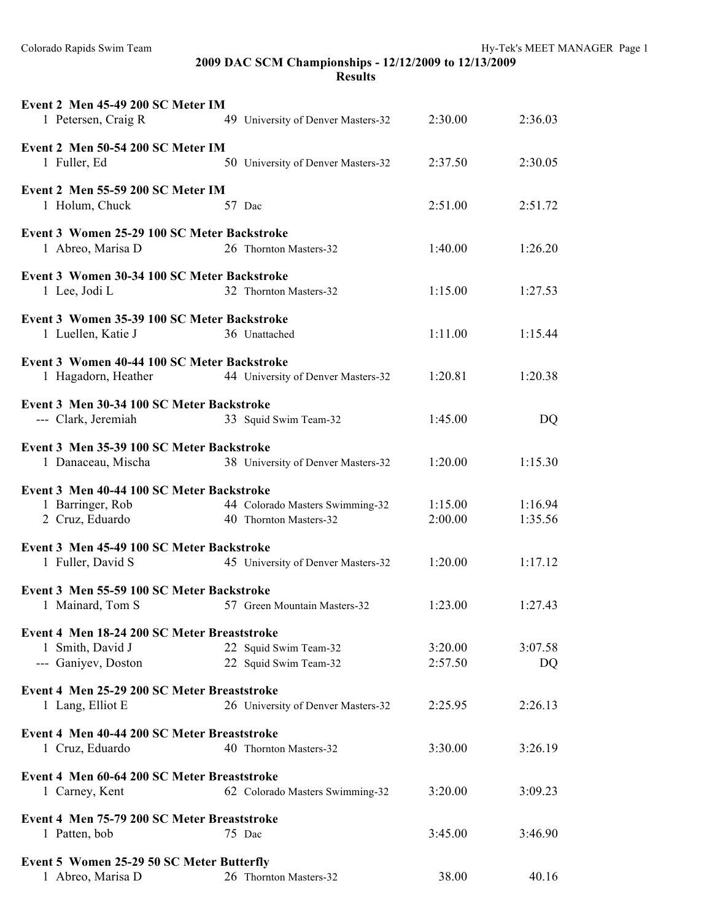**2009 DAC SCM Championships - 12/12/2009 to 12/13/2009**
**Results**

**Event 2 Men 45-49 200 SC Meter IM**

| | Name | Age | Team | Seed Time | Finals Time |
|---|---|---|---|---|---|
| 1 | Petersen, Craig R | 49 | University of Denver Masters-32 | 2:30.00 | 2:36.03 |

**Event 2 Men 50-54 200 SC Meter IM**

| | Name | Age | Team | Seed Time | Finals Time |
|---|---|---|---|---|---|
| 1 | Fuller, Ed | 50 | University of Denver Masters-32 | 2:37.50 | 2:30.05 |

**Event 2 Men 55-59 200 SC Meter IM**

| | Name | Age | Team | Seed Time | Finals Time |
|---|---|---|---|---|---|
| 1 | Holum, Chuck | 57 | Dac | 2:51.00 | 2:51.72 |

**Event 3 Women 25-29 100 SC Meter Backstroke**

| | Name | Age | Team | Seed Time | Finals Time |
|---|---|---|---|---|---|
| 1 | Abreo, Marisa D | 26 | Thornton Masters-32 | 1:40.00 | 1:26.20 |

**Event 3 Women 30-34 100 SC Meter Backstroke**

| | Name | Age | Team | Seed Time | Finals Time |
|---|---|---|---|---|---|
| 1 | Lee, Jodi L | 32 | Thornton Masters-32 | 1:15.00 | 1:27.53 |

**Event 3 Women 35-39 100 SC Meter Backstroke**

| | Name | Age | Team | Seed Time | Finals Time |
|---|---|---|---|---|---|
| 1 | Luellen, Katie J | 36 | Unattached | 1:11.00 | 1:15.44 |

**Event 3 Women 40-44 100 SC Meter Backstroke**

| | Name | Age | Team | Seed Time | Finals Time |
|---|---|---|---|---|---|
| 1 | Hagadorn, Heather | 44 | University of Denver Masters-32 | 1:20.81 | 1:20.38 |

**Event 3 Men 30-34 100 SC Meter Backstroke**

| | Name | Age | Team | Seed Time | Finals Time |
|---|---|---|---|---|---|
| --- | Clark, Jeremiah | 33 | Squid Swim Team-32 | 1:45.00 | DQ |

**Event 3 Men 35-39 100 SC Meter Backstroke**

| | Name | Age | Team | Seed Time | Finals Time |
|---|---|---|---|---|---|
| 1 | Danaceau, Mischa | 38 | University of Denver Masters-32 | 1:20.00 | 1:15.30 |

**Event 3 Men 40-44 100 SC Meter Backstroke**

| | Name | Age | Team | Seed Time | Finals Time |
|---|---|---|---|---|---|
| 1 | Barringer, Rob | 44 | Colorado Masters Swimming-32 | 1:15.00 | 1:16.94 |
| 2 | Cruz, Eduardo | 40 | Thornton Masters-32 | 2:00.00 | 1:35.56 |

**Event 3 Men 45-49 100 SC Meter Backstroke**

| | Name | Age | Team | Seed Time | Finals Time |
|---|---|---|---|---|---|
| 1 | Fuller, David S | 45 | University of Denver Masters-32 | 1:20.00 | 1:17.12 |

**Event 3 Men 55-59 100 SC Meter Backstroke**

| | Name | Age | Team | Seed Time | Finals Time |
|---|---|---|---|---|---|
| 1 | Mainard, Tom S | 57 | Green Mountain Masters-32 | 1:23.00 | 1:27.43 |

**Event 4 Men 18-24 200 SC Meter Breaststroke**

| | Name | Age | Team | Seed Time | Finals Time |
|---|---|---|---|---|---|
| 1 | Smith, David J | 22 | Squid Swim Team-32 | 3:20.00 | 3:07.58 |
| --- | Ganiyev, Doston | 22 | Squid Swim Team-32 | 2:57.50 | DQ |

**Event 4 Men 25-29 200 SC Meter Breaststroke**

| | Name | Age | Team | Seed Time | Finals Time |
|---|---|---|---|---|---|
| 1 | Lang, Elliot E | 26 | University of Denver Masters-32 | 2:25.95 | 2:26.13 |

**Event 4 Men 40-44 200 SC Meter Breaststroke**

| | Name | Age | Team | Seed Time | Finals Time |
|---|---|---|---|---|---|
| 1 | Cruz, Eduardo | 40 | Thornton Masters-32 | 3:30.00 | 3:26.19 |

**Event 4 Men 60-64 200 SC Meter Breaststroke**

| | Name | Age | Team | Seed Time | Finals Time |
|---|---|---|---|---|---|
| 1 | Carney, Kent | 62 | Colorado Masters Swimming-32 | 3:20.00 | 3:09.23 |

**Event 4 Men 75-79 200 SC Meter Breaststroke**

| | Name | Age | Team | Seed Time | Finals Time |
|---|---|---|---|---|---|
| 1 | Patten, bob | 75 | Dac | 3:45.00 | 3:46.90 |

**Event 5 Women 25-29 50 SC Meter Butterfly**

| | Name | Age | Team | Seed Time | Finals Time |
|---|---|---|---|---|---|
| 1 | Abreo, Marisa D | 26 | Thornton Masters-32 | 38.00 | 40.16 |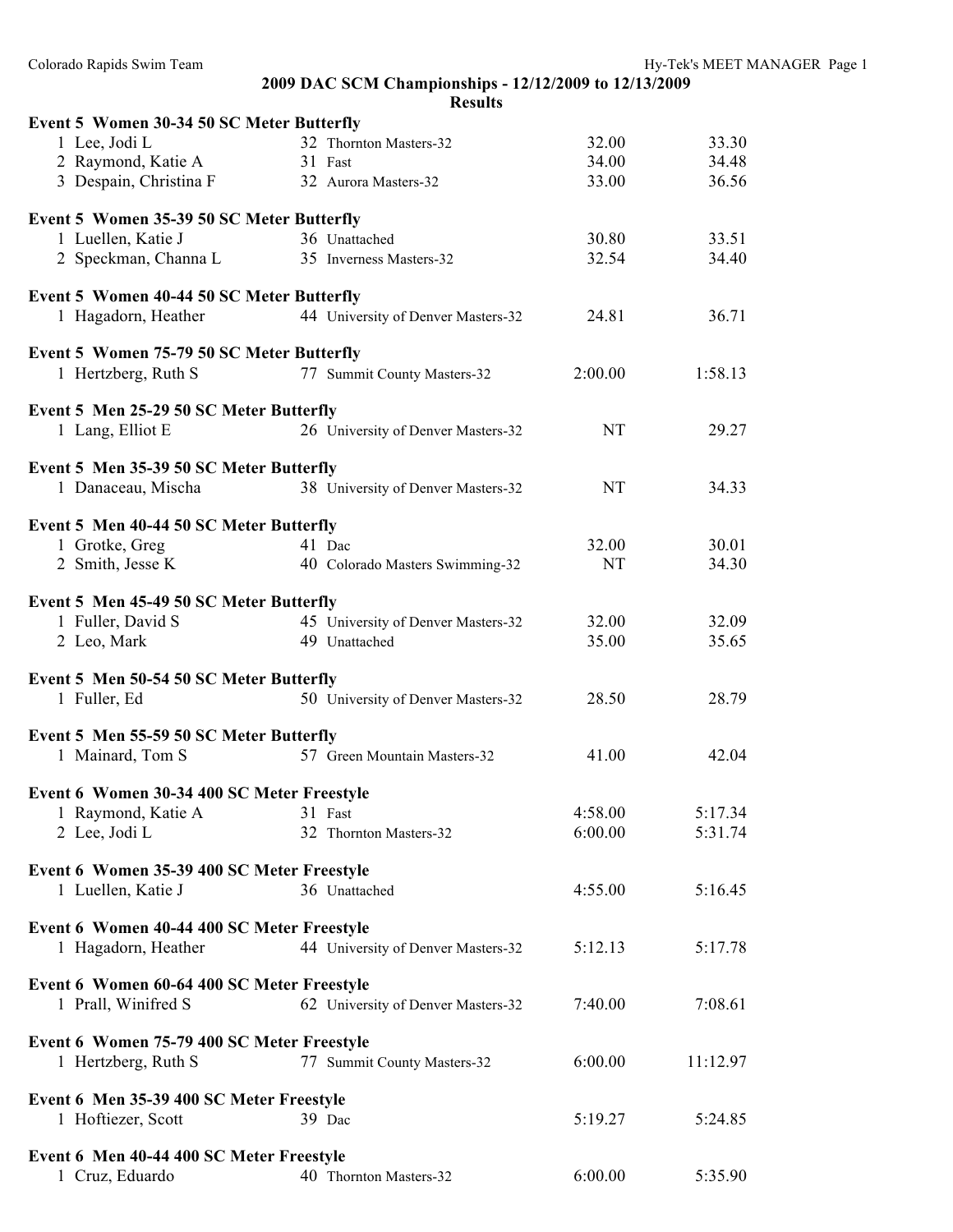**2009 DAC SCM Championships - 12/12/2009 to 12/13/2009**

**Results**

**Event 5 Women 30-34 50 SC Meter Butterfly**

| | Name | Age | Team | Seed | Finals |
|---|---|---|---|---|---|
| 1 | Lee, Jodi L | 32 | Thornton Masters-32 | 32.00 | 33.30 |
| 2 | Raymond, Katie A | 31 | Fast | 34.00 | 34.48 |
| 3 | Despain, Christina F | 32 | Aurora Masters-32 | 33.00 | 36.56 |

**Event 5 Women 35-39 50 SC Meter Butterfly**

| | Name | Age | Team | Seed | Finals |
|---|---|---|---|---|---|
| 1 | Luellen, Katie J | 36 | Unattached | 30.80 | 33.51 |
| 2 | Speckman, Channa L | 35 | Inverness Masters-32 | 32.54 | 34.40 |

**Event 5 Women 40-44 50 SC Meter Butterfly**

| | Name | Age | Team | Seed | Finals |
|---|---|---|---|---|---|
| 1 | Hagadorn, Heather | 44 | University of Denver Masters-32 | 24.81 | 36.71 |

**Event 5 Women 75-79 50 SC Meter Butterfly**

| | Name | Age | Team | Seed | Finals |
|---|---|---|---|---|---|
| 1 | Hertzberg, Ruth S | 77 | Summit County Masters-32 | 2:00.00 | 1:58.13 |

**Event 5 Men 25-29 50 SC Meter Butterfly**

| | Name | Age | Team | Seed | Finals |
|---|---|---|---|---|---|
| 1 | Lang, Elliot E | 26 | University of Denver Masters-32 | NT | 29.27 |

**Event 5 Men 35-39 50 SC Meter Butterfly**

| | Name | Age | Team | Seed | Finals |
|---|---|---|---|---|---|
| 1 | Danaceau, Mischa | 38 | University of Denver Masters-32 | NT | 34.33 |

**Event 5 Men 40-44 50 SC Meter Butterfly**

| | Name | Age | Team | Seed | Finals |
|---|---|---|---|---|---|
| 1 | Grotke, Greg | 41 | Dac | 32.00 | 30.01 |
| 2 | Smith, Jesse K | 40 | Colorado Masters Swimming-32 | NT | 34.30 |

**Event 5 Men 45-49 50 SC Meter Butterfly**

| | Name | Age | Team | Seed | Finals |
|---|---|---|---|---|---|
| 1 | Fuller, David S | 45 | University of Denver Masters-32 | 32.00 | 32.09 |
| 2 | Leo, Mark | 49 | Unattached | 35.00 | 35.65 |

**Event 5 Men 50-54 50 SC Meter Butterfly**

| | Name | Age | Team | Seed | Finals |
|---|---|---|---|---|---|
| 1 | Fuller, Ed | 50 | University of Denver Masters-32 | 28.50 | 28.79 |

**Event 5 Men 55-59 50 SC Meter Butterfly**

| | Name | Age | Team | Seed | Finals |
|---|---|---|---|---|---|
| 1 | Mainard, Tom S | 57 | Green Mountain Masters-32 | 41.00 | 42.04 |

**Event 6 Women 30-34 400 SC Meter Freestyle**

| | Name | Age | Team | Seed | Finals |
|---|---|---|---|---|---|
| 1 | Raymond, Katie A | 31 | Fast | 4:58.00 | 5:17.34 |
| 2 | Lee, Jodi L | 32 | Thornton Masters-32 | 6:00.00 | 5:31.74 |

**Event 6 Women 35-39 400 SC Meter Freestyle**

| | Name | Age | Team | Seed | Finals |
|---|---|---|---|---|---|
| 1 | Luellen, Katie J | 36 | Unattached | 4:55.00 | 5:16.45 |

**Event 6 Women 40-44 400 SC Meter Freestyle**

| | Name | Age | Team | Seed | Finals |
|---|---|---|---|---|---|
| 1 | Hagadorn, Heather | 44 | University of Denver Masters-32 | 5:12.13 | 5:17.78 |

**Event 6 Women 60-64 400 SC Meter Freestyle**

| | Name | Age | Team | Seed | Finals |
|---|---|---|---|---|---|
| 1 | Prall, Winifred S | 62 | University of Denver Masters-32 | 7:40.00 | 7:08.61 |

**Event 6 Women 75-79 400 SC Meter Freestyle**

| | Name | Age | Team | Seed | Finals |
|---|---|---|---|---|---|
| 1 | Hertzberg, Ruth S | 77 | Summit County Masters-32 | 6:00.00 | 11:12.97 |

**Event 6 Men 35-39 400 SC Meter Freestyle**

| | Name | Age | Team | Seed | Finals |
|---|---|---|---|---|---|
| 1 | Hoftiezer, Scott | 39 | Dac | 5:19.27 | 5:24.85 |

**Event 6 Men 40-44 400 SC Meter Freestyle**

| | Name | Age | Team | Seed | Finals |
|---|---|---|---|---|---|
| 1 | Cruz, Eduardo | 40 | Thornton Masters-32 | 6:00.00 | 5:35.90 |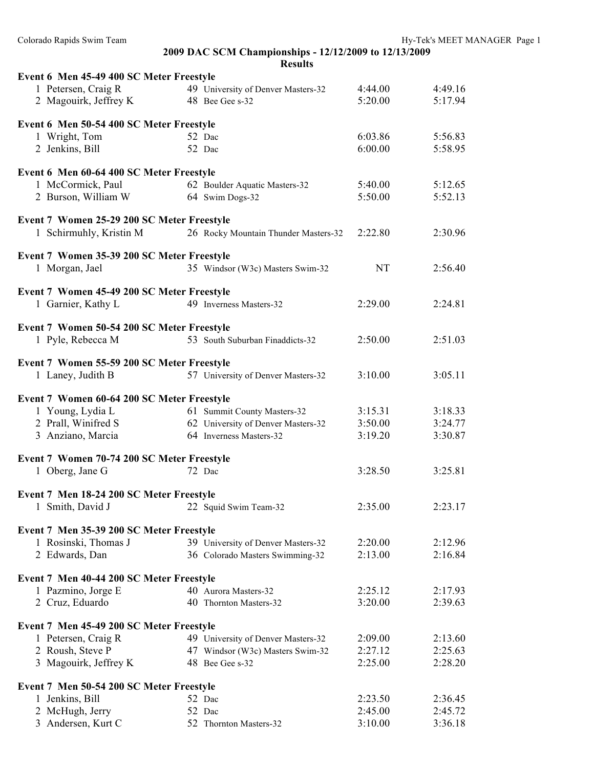## 2009 DAC SCM Championships - 12/12/2009 to 12/13/2009
### Results

**Event 6 Men 45-49 400 SC Meter Freestyle**

| Place | Name | Age | Team | Seed Time | Finals Time |
|---|---|---|---|---|---|
| 1 | Petersen, Craig R | 49 | University of Denver Masters-32 | 4:44.00 | 4:49.16 |
| 2 | Magouirk, Jeffrey K | 48 | Bee Gee s-32 | 5:20.00 | 5:17.94 |

**Event 6 Men 50-54 400 SC Meter Freestyle**

| Place | Name | Age | Team | Seed Time | Finals Time |
|---|---|---|---|---|---|
| 1 | Wright, Tom | 52 | Dac | 6:03.86 | 5:56.83 |
| 2 | Jenkins, Bill | 52 | Dac | 6:00.00 | 5:58.95 |

**Event 6 Men 60-64 400 SC Meter Freestyle**

| Place | Name | Age | Team | Seed Time | Finals Time |
|---|---|---|---|---|---|
| 1 | McCormick, Paul | 62 | Boulder Aquatic Masters-32 | 5:40.00 | 5:12.65 |
| 2 | Burson, William W | 64 | Swim Dogs-32 | 5:50.00 | 5:52.13 |

**Event 7 Women 25-29 200 SC Meter Freestyle**

| Place | Name | Age | Team | Seed Time | Finals Time |
|---|---|---|---|---|---|
| 1 | Schirmuhly, Kristin M | 26 | Rocky Mountain Thunder Masters-32 | 2:22.80 | 2:30.96 |

**Event 7 Women 35-39 200 SC Meter Freestyle**

| Place | Name | Age | Team | Seed Time | Finals Time |
|---|---|---|---|---|---|
| 1 | Morgan, Jael | 35 | Windsor (W3c) Masters Swim-32 | NT | 2:56.40 |

**Event 7 Women 45-49 200 SC Meter Freestyle**

| Place | Name | Age | Team | Seed Time | Finals Time |
|---|---|---|---|---|---|
| 1 | Garnier, Kathy L | 49 | Inverness Masters-32 | 2:29.00 | 2:24.81 |

**Event 7 Women 50-54 200 SC Meter Freestyle**

| Place | Name | Age | Team | Seed Time | Finals Time |
|---|---|---|---|---|---|
| 1 | Pyle, Rebecca M | 53 | South Suburban Finaddicts-32 | 2:50.00 | 2:51.03 |

**Event 7 Women 55-59 200 SC Meter Freestyle**

| Place | Name | Age | Team | Seed Time | Finals Time |
|---|---|---|---|---|---|
| 1 | Laney, Judith B | 57 | University of Denver Masters-32 | 3:10.00 | 3:05.11 |

**Event 7 Women 60-64 200 SC Meter Freestyle**

| Place | Name | Age | Team | Seed Time | Finals Time |
|---|---|---|---|---|---|
| 1 | Young, Lydia L | 61 | Summit County Masters-32 | 3:15.31 | 3:18.33 |
| 2 | Prall, Winifred S | 62 | University of Denver Masters-32 | 3:50.00 | 3:24.77 |
| 3 | Anziano, Marcia | 64 | Inverness Masters-32 | 3:19.20 | 3:30.87 |

**Event 7 Women 70-74 200 SC Meter Freestyle**

| Place | Name | Age | Team | Seed Time | Finals Time |
|---|---|---|---|---|---|
| 1 | Oberg, Jane G | 72 | Dac | 3:28.50 | 3:25.81 |

**Event 7 Men 18-24 200 SC Meter Freestyle**

| Place | Name | Age | Team | Seed Time | Finals Time |
|---|---|---|---|---|---|
| 1 | Smith, David J | 22 | Squid Swim Team-32 | 2:35.00 | 2:23.17 |

**Event 7 Men 35-39 200 SC Meter Freestyle**

| Place | Name | Age | Team | Seed Time | Finals Time |
|---|---|---|---|---|---|
| 1 | Rosinski, Thomas J | 39 | University of Denver Masters-32 | 2:20.00 | 2:12.96 |
| 2 | Edwards, Dan | 36 | Colorado Masters Swimming-32 | 2:13.00 | 2:16.84 |

**Event 7 Men 40-44 200 SC Meter Freestyle**

| Place | Name | Age | Team | Seed Time | Finals Time |
|---|---|---|---|---|---|
| 1 | Pazmino, Jorge E | 40 | Aurora Masters-32 | 2:25.12 | 2:17.93 |
| 2 | Cruz, Eduardo | 40 | Thornton Masters-32 | 3:20.00 | 2:39.63 |

**Event 7 Men 45-49 200 SC Meter Freestyle**

| Place | Name | Age | Team | Seed Time | Finals Time |
|---|---|---|---|---|---|
| 1 | Petersen, Craig R | 49 | University of Denver Masters-32 | 2:09.00 | 2:13.60 |
| 2 | Roush, Steve P | 47 | Windsor (W3c) Masters Swim-32 | 2:27.12 | 2:25.63 |
| 3 | Magouirk, Jeffrey K | 48 | Bee Gee s-32 | 2:25.00 | 2:28.20 |

**Event 7 Men 50-54 200 SC Meter Freestyle**

| Place | Name | Age | Team | Seed Time | Finals Time |
|---|---|---|---|---|---|
| 1 | Jenkins, Bill | 52 | Dac | 2:23.50 | 2:36.45 |
| 2 | McHugh, Jerry | 52 | Dac | 2:45.00 | 2:45.72 |
| 3 | Andersen, Kurt C | 52 | Thornton Masters-32 | 3:10.00 | 3:36.18 |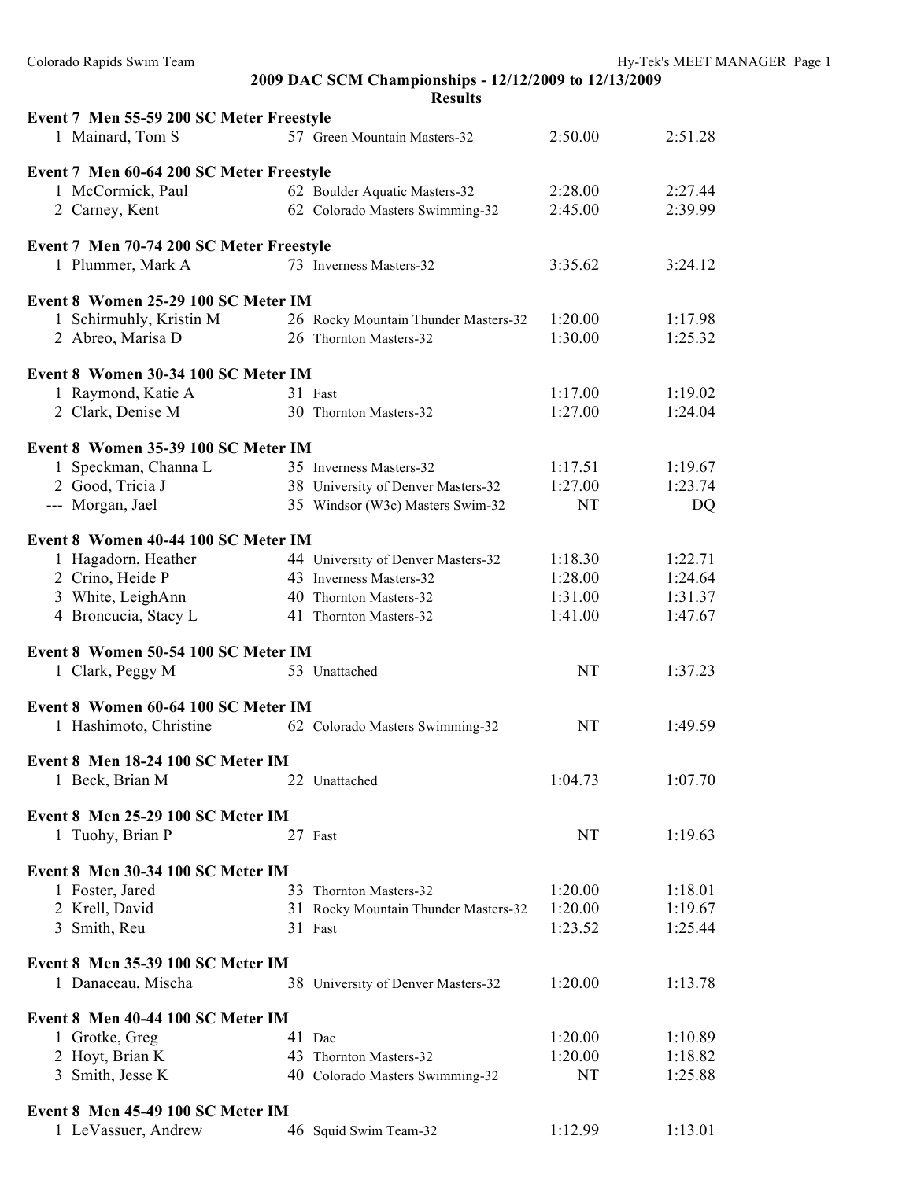## 2009 DAC SCM Championships - 12/12/2009 to 12/13/2009

### Results

**Event 7 Men 55-59 200 SC Meter Freestyle**

| Place | Name | Age | Team | Seed Time | Finals Time |
|---|---|---|---|---|---|
| 1 | Mainard, Tom S | 57 | Green Mountain Masters-32 | 2:50.00 | 2:51.28 |

**Event 7 Men 60-64 200 SC Meter Freestyle**

| Place | Name | Age | Team | Seed Time | Finals Time |
|---|---|---|---|---|---|
| 1 | McCormick, Paul | 62 | Boulder Aquatic Masters-32 | 2:28.00 | 2:27.44 |
| 2 | Carney, Kent | 62 | Colorado Masters Swimming-32 | 2:45.00 | 2:39.99 |

**Event 7 Men 70-74 200 SC Meter Freestyle**

| Place | Name | Age | Team | Seed Time | Finals Time |
|---|---|---|---|---|---|
| 1 | Plummer, Mark A | 73 | Inverness Masters-32 | 3:35.62 | 3:24.12 |

**Event 8 Women 25-29 100 SC Meter IM**

| Place | Name | Age | Team | Seed Time | Finals Time |
|---|---|---|---|---|---|
| 1 | Schirmuhly, Kristin M | 26 | Rocky Mountain Thunder Masters-32 | 1:20.00 | 1:17.98 |
| 2 | Abreo, Marisa D | 26 | Thornton Masters-32 | 1:30.00 | 1:25.32 |

**Event 8 Women 30-34 100 SC Meter IM**

| Place | Name | Age | Team | Seed Time | Finals Time |
|---|---|---|---|---|---|
| 1 | Raymond, Katie A | 31 | Fast | 1:17.00 | 1:19.02 |
| 2 | Clark, Denise M | 30 | Thornton Masters-32 | 1:27.00 | 1:24.04 |

**Event 8 Women 35-39 100 SC Meter IM**

| Place | Name | Age | Team | Seed Time | Finals Time |
|---|---|---|---|---|---|
| 1 | Speckman, Channa L | 35 | Inverness Masters-32 | 1:17.51 | 1:19.67 |
| 2 | Good, Tricia J | 38 | University of Denver Masters-32 | 1:27.00 | 1:23.74 |
| --- | Morgan, Jael | 35 | Windsor (W3c) Masters Swim-32 | NT | DQ |

**Event 8 Women 40-44 100 SC Meter IM**

| Place | Name | Age | Team | Seed Time | Finals Time |
|---|---|---|---|---|---|
| 1 | Hagadorn, Heather | 44 | University of Denver Masters-32 | 1:18.30 | 1:22.71 |
| 2 | Crino, Heide P | 43 | Inverness Masters-32 | 1:28.00 | 1:24.64 |
| 3 | White, LeighAnn | 40 | Thornton Masters-32 | 1:31.00 | 1:31.37 |
| 4 | Broncucia, Stacy L | 41 | Thornton Masters-32 | 1:41.00 | 1:47.67 |

**Event 8 Women 50-54 100 SC Meter IM**

| Place | Name | Age | Team | Seed Time | Finals Time |
|---|---|---|---|---|---|
| 1 | Clark, Peggy M | 53 | Unattached | NT | 1:37.23 |

**Event 8 Women 60-64 100 SC Meter IM**

| Place | Name | Age | Team | Seed Time | Finals Time |
|---|---|---|---|---|---|
| 1 | Hashimoto, Christine | 62 | Colorado Masters Swimming-32 | NT | 1:49.59 |

**Event 8 Men 18-24 100 SC Meter IM**

| Place | Name | Age | Team | Seed Time | Finals Time |
|---|---|---|---|---|---|
| 1 | Beck, Brian M | 22 | Unattached | 1:04.73 | 1:07.70 |

**Event 8 Men 25-29 100 SC Meter IM**

| Place | Name | Age | Team | Seed Time | Finals Time |
|---|---|---|---|---|---|
| 1 | Tuohy, Brian P | 27 | Fast | NT | 1:19.63 |

**Event 8 Men 30-34 100 SC Meter IM**

| Place | Name | Age | Team | Seed Time | Finals Time |
|---|---|---|---|---|---|
| 1 | Foster, Jared | 33 | Thornton Masters-32 | 1:20.00 | 1:18.01 |
| 2 | Krell, David | 31 | Rocky Mountain Thunder Masters-32 | 1:20.00 | 1:19.67 |
| 3 | Smith, Reu | 31 | Fast | 1:23.52 | 1:25.44 |

**Event 8 Men 35-39 100 SC Meter IM**

| Place | Name | Age | Team | Seed Time | Finals Time |
|---|---|---|---|---|---|
| 1 | Danaceau, Mischa | 38 | University of Denver Masters-32 | 1:20.00 | 1:13.78 |

**Event 8 Men 40-44 100 SC Meter IM**

| Place | Name | Age | Team | Seed Time | Finals Time |
|---|---|---|---|---|---|
| 1 | Grotke, Greg | 41 | Dac | 1:20.00 | 1:10.89 |
| 2 | Hoyt, Brian K | 43 | Thornton Masters-32 | 1:20.00 | 1:18.82 |
| 3 | Smith, Jesse K | 40 | Colorado Masters Swimming-32 | NT | 1:25.88 |

**Event 8 Men 45-49 100 SC Meter IM**

| Place | Name | Age | Team | Seed Time | Finals Time |
|---|---|---|---|---|---|
| 1 | LeVassuer, Andrew | 46 | Squid Swim Team-32 | 1:12.99 | 1:13.01 |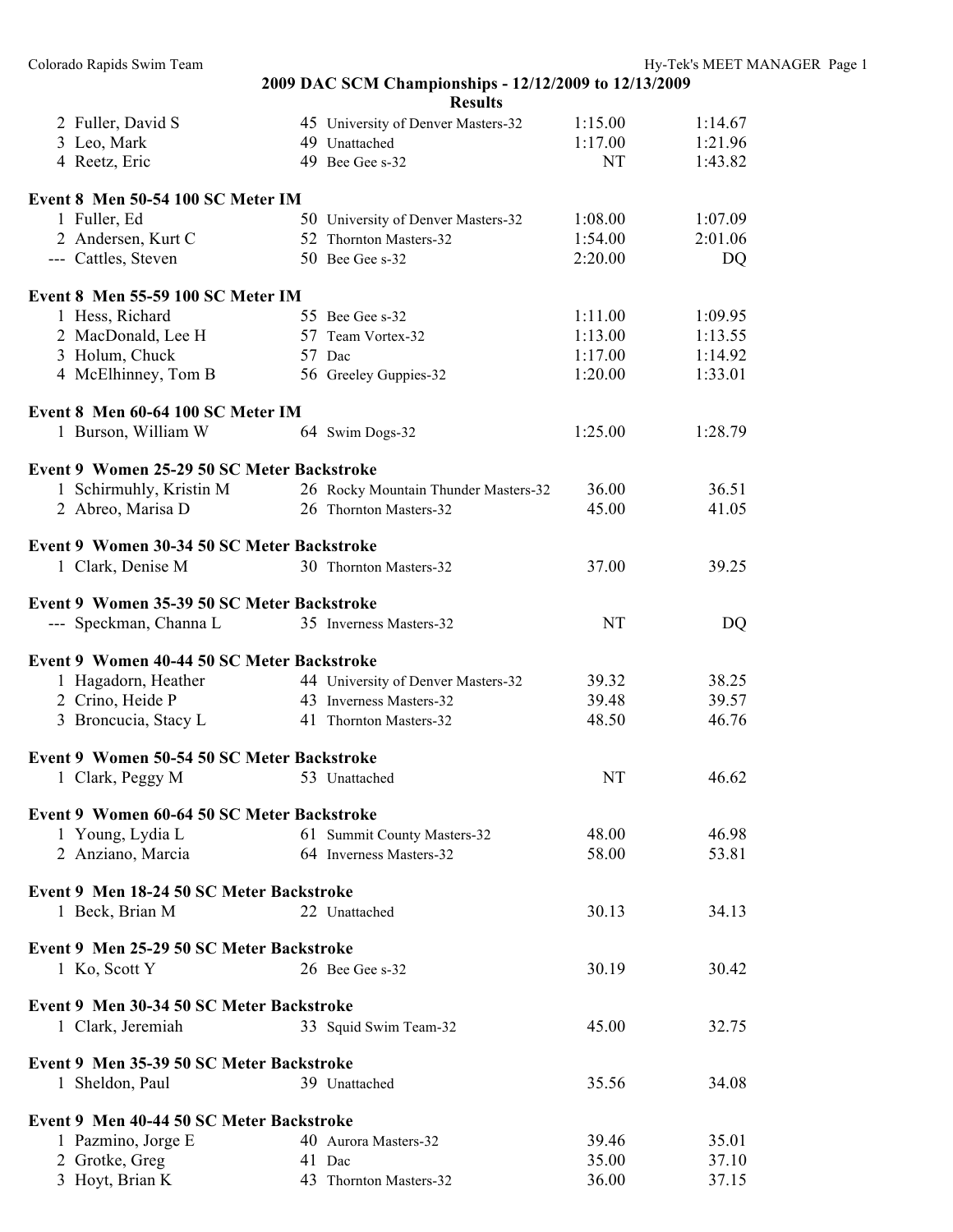**2009 DAC SCM Championships - 12/12/2009 to 12/13/2009**

**Results**

| | Name | Age | Team | Seed Time | Finals Time |
|---|---|---|---|---|---|
| 2 | Fuller, David S | 45 | University of Denver Masters-32 | 1:15.00 | 1:14.67 |
| 3 | Leo, Mark | 49 | Unattached | 1:17.00 | 1:21.96 |
| 4 | Reetz, Eric | 49 | Bee Gee s-32 | NT | 1:43.82 |

### Event 8 Men 50-54 100 SC Meter IM

| | Name | Age | Team | Seed Time | Finals Time |
|---|---|---|---|---|---|
| 1 | Fuller, Ed | 50 | University of Denver Masters-32 | 1:08.00 | 1:07.09 |
| 2 | Andersen, Kurt C | 52 | Thornton Masters-32 | 1:54.00 | 2:01.06 |
| --- | Cattles, Steven | 50 | Bee Gee s-32 | 2:20.00 | DQ |

### Event 8 Men 55-59 100 SC Meter IM

| | Name | Age | Team | Seed Time | Finals Time |
|---|---|---|---|---|---|
| 1 | Hess, Richard | 55 | Bee Gee s-32 | 1:11.00 | 1:09.95 |
| 2 | MacDonald, Lee H | 57 | Team Vortex-32 | 1:13.00 | 1:13.55 |
| 3 | Holum, Chuck | 57 | Dac | 1:17.00 | 1:14.92 |
| 4 | McElhinney, Tom B | 56 | Greeley Guppies-32 | 1:20.00 | 1:33.01 |

### Event 8 Men 60-64 100 SC Meter IM

| | Name | Age | Team | Seed Time | Finals Time |
|---|---|---|---|---|---|
| 1 | Burson, William W | 64 | Swim Dogs-32 | 1:25.00 | 1:28.79 |

### Event 9 Women 25-29 50 SC Meter Backstroke

| | Name | Age | Team | Seed Time | Finals Time |
|---|---|---|---|---|---|
| 1 | Schirmuhly, Kristin M | 26 | Rocky Mountain Thunder Masters-32 | 36.00 | 36.51 |
| 2 | Abreo, Marisa D | 26 | Thornton Masters-32 | 45.00 | 41.05 |

### Event 9 Women 30-34 50 SC Meter Backstroke

| | Name | Age | Team | Seed Time | Finals Time |
|---|---|---|---|---|---|
| 1 | Clark, Denise M | 30 | Thornton Masters-32 | 37.00 | 39.25 |

### Event 9 Women 35-39 50 SC Meter Backstroke

| | Name | Age | Team | Seed Time | Finals Time |
|---|---|---|---|---|---|
| --- | Speckman, Channa L | 35 | Inverness Masters-32 | NT | DQ |

### Event 9 Women 40-44 50 SC Meter Backstroke

| | Name | Age | Team | Seed Time | Finals Time |
|---|---|---|---|---|---|
| 1 | Hagadorn, Heather | 44 | University of Denver Masters-32 | 39.32 | 38.25 |
| 2 | Crino, Heide P | 43 | Inverness Masters-32 | 39.48 | 39.57 |
| 3 | Broncucia, Stacy L | 41 | Thornton Masters-32 | 48.50 | 46.76 |

### Event 9 Women 50-54 50 SC Meter Backstroke

| | Name | Age | Team | Seed Time | Finals Time |
|---|---|---|---|---|---|
| 1 | Clark, Peggy M | 53 | Unattached | NT | 46.62 |

### Event 9 Women 60-64 50 SC Meter Backstroke

| | Name | Age | Team | Seed Time | Finals Time |
|---|---|---|---|---|---|
| 1 | Young, Lydia L | 61 | Summit County Masters-32 | 48.00 | 46.98 |
| 2 | Anziano, Marcia | 64 | Inverness Masters-32 | 58.00 | 53.81 |

### Event 9 Men 18-24 50 SC Meter Backstroke

| | Name | Age | Team | Seed Time | Finals Time |
|---|---|---|---|---|---|
| 1 | Beck, Brian M | 22 | Unattached | 30.13 | 34.13 |

### Event 9 Men 25-29 50 SC Meter Backstroke

| | Name | Age | Team | Seed Time | Finals Time |
|---|---|---|---|---|---|
| 1 | Ko, Scott Y | 26 | Bee Gee s-32 | 30.19 | 30.42 |

### Event 9 Men 30-34 50 SC Meter Backstroke

| | Name | Age | Team | Seed Time | Finals Time |
|---|---|---|---|---|---|
| 1 | Clark, Jeremiah | 33 | Squid Swim Team-32 | 45.00 | 32.75 |

### Event 9 Men 35-39 50 SC Meter Backstroke

| | Name | Age | Team | Seed Time | Finals Time |
|---|---|---|---|---|---|
| 1 | Sheldon, Paul | 39 | Unattached | 35.56 | 34.08 |

### Event 9 Men 40-44 50 SC Meter Backstroke

| | Name | Age | Team | Seed Time | Finals Time |
|---|---|---|---|---|---|
| 1 | Pazmino, Jorge E | 40 | Aurora Masters-32 | 39.46 | 35.01 |
| 2 | Grotke, Greg | 41 | Dac | 35.00 | 37.10 |
| 3 | Hoyt, Brian K | 43 | Thornton Masters-32 | 36.00 | 37.15 |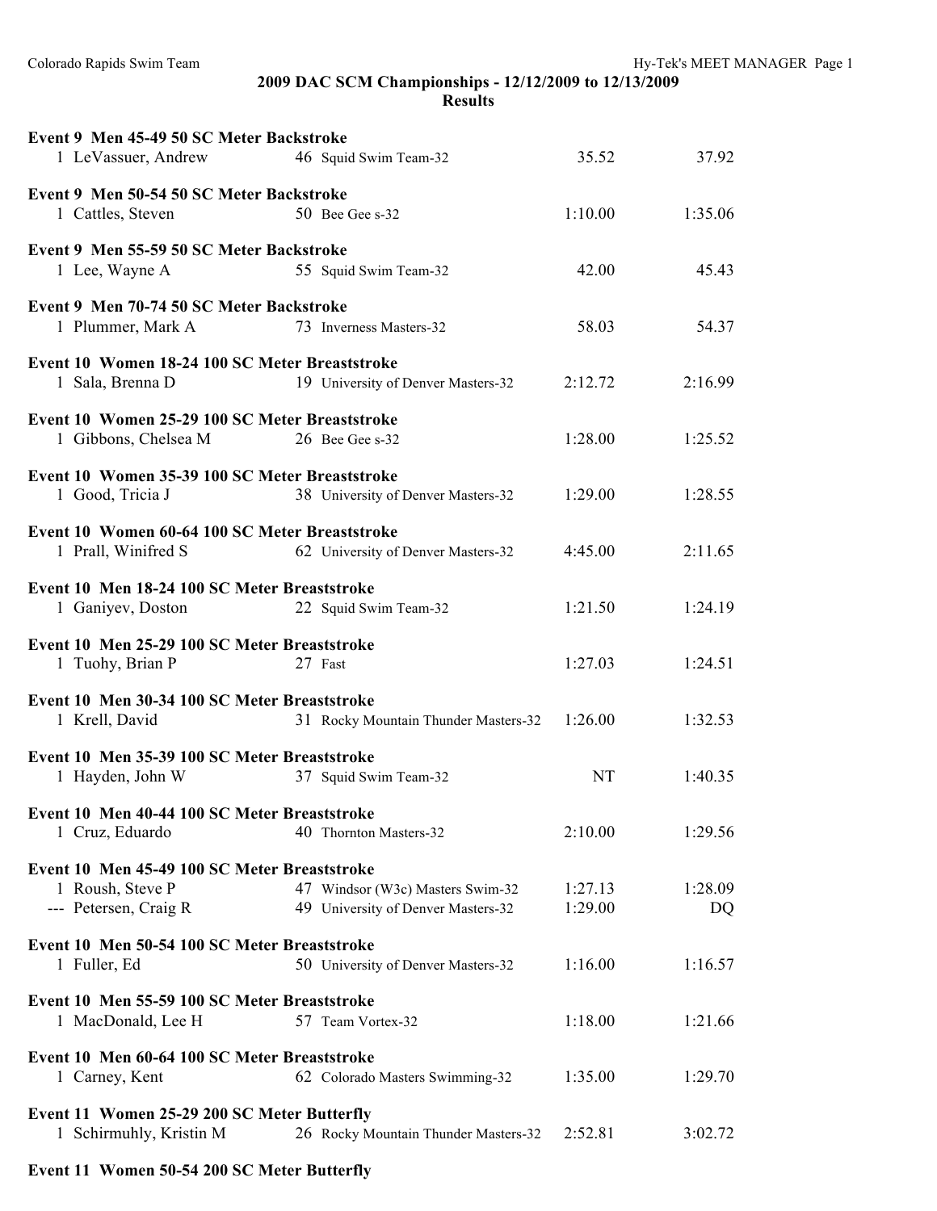**2009 DAC SCM Championships - 12/12/2009 to 12/13/2009**
**Results**

**Event 9 Men 45-49 50 SC Meter Backstroke**

| | Name | Age | Team | Seed Time | Finals Time |
|---|---|---|---|---|---|
| 1 | LeVassuer, Andrew | 46 | Squid Swim Team-32 | 35.52 | 37.92 |

**Event 9 Men 50-54 50 SC Meter Backstroke**

| | Name | Age | Team | Seed Time | Finals Time |
|---|---|---|---|---|---|
| 1 | Cattles, Steven | 50 | Bee Gee s-32 | 1:10.00 | 1:35.06 |

**Event 9 Men 55-59 50 SC Meter Backstroke**

| | Name | Age | Team | Seed Time | Finals Time |
|---|---|---|---|---|---|
| 1 | Lee, Wayne A | 55 | Squid Swim Team-32 | 42.00 | 45.43 |

**Event 9 Men 70-74 50 SC Meter Backstroke**

| | Name | Age | Team | Seed Time | Finals Time |
|---|---|---|---|---|---|
| 1 | Plummer, Mark A | 73 | Inverness Masters-32 | 58.03 | 54.37 |

**Event 10 Women 18-24 100 SC Meter Breaststroke**

| | Name | Age | Team | Seed Time | Finals Time |
|---|---|---|---|---|---|
| 1 | Sala, Brenna D | 19 | University of Denver Masters-32 | 2:12.72 | 2:16.99 |

**Event 10 Women 25-29 100 SC Meter Breaststroke**

| | Name | Age | Team | Seed Time | Finals Time |
|---|---|---|---|---|---|
| 1 | Gibbons, Chelsea M | 26 | Bee Gee s-32 | 1:28.00 | 1:25.52 |

**Event 10 Women 35-39 100 SC Meter Breaststroke**

| | Name | Age | Team | Seed Time | Finals Time |
|---|---|---|---|---|---|
| 1 | Good, Tricia J | 38 | University of Denver Masters-32 | 1:29.00 | 1:28.55 |

**Event 10 Women 60-64 100 SC Meter Breaststroke**

| | Name | Age | Team | Seed Time | Finals Time |
|---|---|---|---|---|---|
| 1 | Prall, Winifred S | 62 | University of Denver Masters-32 | 4:45.00 | 2:11.65 |

**Event 10 Men 18-24 100 SC Meter Breaststroke**

| | Name | Age | Team | Seed Time | Finals Time |
|---|---|---|---|---|---|
| 1 | Ganiyev, Doston | 22 | Squid Swim Team-32 | 1:21.50 | 1:24.19 |

**Event 10 Men 25-29 100 SC Meter Breaststroke**

| | Name | Age | Team | Seed Time | Finals Time |
|---|---|---|---|---|---|
| 1 | Tuohy, Brian P | 27 | Fast | 1:27.03 | 1:24.51 |

**Event 10 Men 30-34 100 SC Meter Breaststroke**

| | Name | Age | Team | Seed Time | Finals Time |
|---|---|---|---|---|---|
| 1 | Krell, David | 31 | Rocky Mountain Thunder Masters-32 | 1:26.00 | 1:32.53 |

**Event 10 Men 35-39 100 SC Meter Breaststroke**

| | Name | Age | Team | Seed Time | Finals Time |
|---|---|---|---|---|---|
| 1 | Hayden, John W | 37 | Squid Swim Team-32 | NT | 1:40.35 |

**Event 10 Men 40-44 100 SC Meter Breaststroke**

| | Name | Age | Team | Seed Time | Finals Time |
|---|---|---|---|---|---|
| 1 | Cruz, Eduardo | 40 | Thornton Masters-32 | 2:10.00 | 1:29.56 |

**Event 10 Men 45-49 100 SC Meter Breaststroke**

| | Name | Age | Team | Seed Time | Finals Time |
|---|---|---|---|---|---|
| 1 | Roush, Steve P | 47 | Windsor (W3c) Masters Swim-32 | 1:27.13 | 1:28.09 |
| --- | Petersen, Craig R | 49 | University of Denver Masters-32 | 1:29.00 | DQ |

**Event 10 Men 50-54 100 SC Meter Breaststroke**

| | Name | Age | Team | Seed Time | Finals Time |
|---|---|---|---|---|---|
| 1 | Fuller, Ed | 50 | University of Denver Masters-32 | 1:16.00 | 1:16.57 |

**Event 10 Men 55-59 100 SC Meter Breaststroke**

| | Name | Age | Team | Seed Time | Finals Time |
|---|---|---|---|---|---|
| 1 | MacDonald, Lee H | 57 | Team Vortex-32 | 1:18.00 | 1:21.66 |

**Event 10 Men 60-64 100 SC Meter Breaststroke**

| | Name | Age | Team | Seed Time | Finals Time |
|---|---|---|---|---|---|
| 1 | Carney, Kent | 62 | Colorado Masters Swimming-32 | 1:35.00 | 1:29.70 |

**Event 11 Women 25-29 200 SC Meter Butterfly**

| | Name | Age | Team | Seed Time | Finals Time |
|---|---|---|---|---|---|
| 1 | Schirmuhly, Kristin M | 26 | Rocky Mountain Thunder Masters-32 | 2:52.81 | 3:02.72 |

**Event 11 Women 50-54 200 SC Meter Butterfly**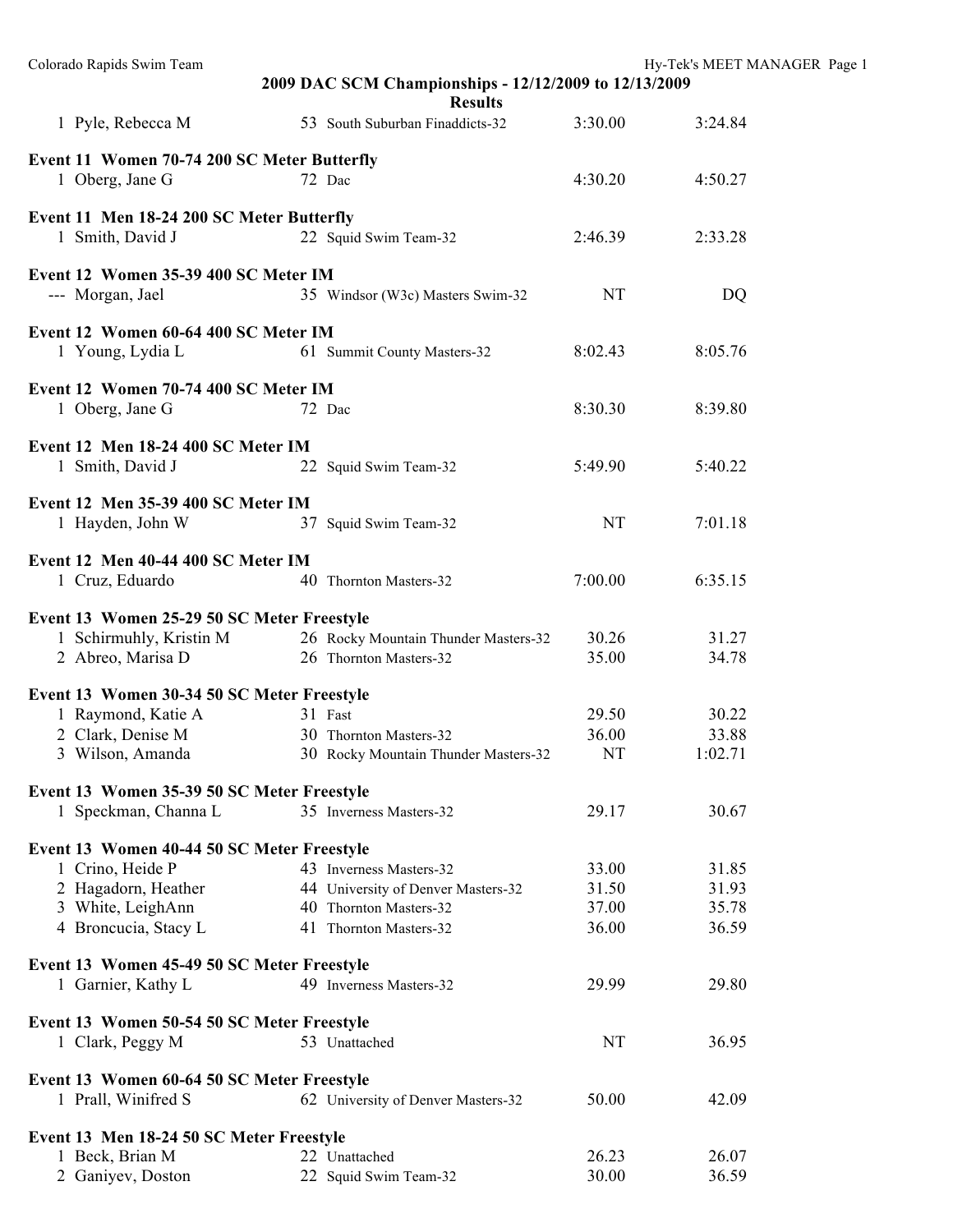## 2009 DAC SCM Championships - 12/12/2009 to 12/13/2009

### Results

| | Name | Age | Team | Seed Time | Finals Time |
|---|---|---|---|---|---|
| 1 | Pyle, Rebecca M | 53 | South Suburban Finaddicts-32 | 3:30.00 | 3:24.84 |

**Event 11 Women 70-74 200 SC Meter Butterfly**

| | Name | Age | Team | Seed Time | Finals Time |
|---|---|---|---|---|---|
| 1 | Oberg, Jane G | 72 | Dac | 4:30.20 | 4:50.27 |

**Event 11 Men 18-24 200 SC Meter Butterfly**

| | Name | Age | Team | Seed Time | Finals Time |
|---|---|---|---|---|---|
| 1 | Smith, David J | 22 | Squid Swim Team-32 | 2:46.39 | 2:33.28 |

**Event 12 Women 35-39 400 SC Meter IM**

| | Name | Age | Team | Seed Time | Finals Time |
|---|---|---|---|---|---|
| --- | Morgan, Jael | 35 | Windsor (W3c) Masters Swim-32 | NT | DQ |

**Event 12 Women 60-64 400 SC Meter IM**

| | Name | Age | Team | Seed Time | Finals Time |
|---|---|---|---|---|---|
| 1 | Young, Lydia L | 61 | Summit County Masters-32 | 8:02.43 | 8:05.76 |

**Event 12 Women 70-74 400 SC Meter IM**

| | Name | Age | Team | Seed Time | Finals Time |
|---|---|---|---|---|---|
| 1 | Oberg, Jane G | 72 | Dac | 8:30.30 | 8:39.80 |

**Event 12 Men 18-24 400 SC Meter IM**

| | Name | Age | Team | Seed Time | Finals Time |
|---|---|---|---|---|---|
| 1 | Smith, David J | 22 | Squid Swim Team-32 | 5:49.90 | 5:40.22 |

**Event 12 Men 35-39 400 SC Meter IM**

| | Name | Age | Team | Seed Time | Finals Time |
|---|---|---|---|---|---|
| 1 | Hayden, John W | 37 | Squid Swim Team-32 | NT | 7:01.18 |

**Event 12 Men 40-44 400 SC Meter IM**

| | Name | Age | Team | Seed Time | Finals Time |
|---|---|---|---|---|---|
| 1 | Cruz, Eduardo | 40 | Thornton Masters-32 | 7:00.00 | 6:35.15 |

**Event 13 Women 25-29 50 SC Meter Freestyle**

| | Name | Age | Team | Seed Time | Finals Time |
|---|---|---|---|---|---|
| 1 | Schirmuhly, Kristin M | 26 | Rocky Mountain Thunder Masters-32 | 30.26 | 31.27 |
| 2 | Abreo, Marisa D | 26 | Thornton Masters-32 | 35.00 | 34.78 |

**Event 13 Women 30-34 50 SC Meter Freestyle**

| | Name | Age | Team | Seed Time | Finals Time |
|---|---|---|---|---|---|
| 1 | Raymond, Katie A | 31 | Fast | 29.50 | 30.22 |
| 2 | Clark, Denise M | 30 | Thornton Masters-32 | 36.00 | 33.88 |
| 3 | Wilson, Amanda | 30 | Rocky Mountain Thunder Masters-32 | NT | 1:02.71 |

**Event 13 Women 35-39 50 SC Meter Freestyle**

| | Name | Age | Team | Seed Time | Finals Time |
|---|---|---|---|---|---|
| 1 | Speckman, Channa L | 35 | Inverness Masters-32 | 29.17 | 30.67 |

**Event 13 Women 40-44 50 SC Meter Freestyle**

| | Name | Age | Team | Seed Time | Finals Time |
|---|---|---|---|---|---|
| 1 | Crino, Heide P | 43 | Inverness Masters-32 | 33.00 | 31.85 |
| 2 | Hagadorn, Heather | 44 | University of Denver Masters-32 | 31.50 | 31.93 |
| 3 | White, LeighAnn | 40 | Thornton Masters-32 | 37.00 | 35.78 |
| 4 | Broncucia, Stacy L | 41 | Thornton Masters-32 | 36.00 | 36.59 |

**Event 13 Women 45-49 50 SC Meter Freestyle**

| | Name | Age | Team | Seed Time | Finals Time |
|---|---|---|---|---|---|
| 1 | Garnier, Kathy L | 49 | Inverness Masters-32 | 29.99 | 29.80 |

**Event 13 Women 50-54 50 SC Meter Freestyle**

| | Name | Age | Team | Seed Time | Finals Time |
|---|---|---|---|---|---|
| 1 | Clark, Peggy M | 53 | Unattached | NT | 36.95 |

**Event 13 Women 60-64 50 SC Meter Freestyle**

| | Name | Age | Team | Seed Time | Finals Time |
|---|---|---|---|---|---|
| 1 | Prall, Winifred S | 62 | University of Denver Masters-32 | 50.00 | 42.09 |

**Event 13 Men 18-24 50 SC Meter Freestyle**

| | Name | Age | Team | Seed Time | Finals Time |
|---|---|---|---|---|---|
| 1 | Beck, Brian M | 22 | Unattached | 26.23 | 26.07 |
| 2 | Ganiyev, Doston | 22 | Squid Swim Team-32 | 30.00 | 36.59 |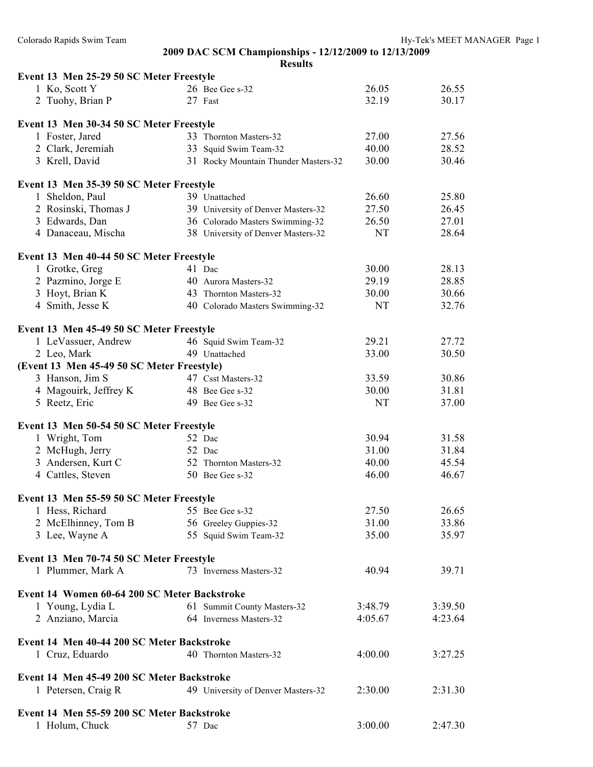## 2009 DAC SCM Championships - 12/12/2009 to 12/13/2009

### Results

**Event 13 Men 25-29 50 SC Meter Freestyle**

| | Name | Age | Team | Seed | Finals |
|---|---|---|---|---|---|
| 1 | Ko, Scott Y | 26 | Bee Gee s-32 | 26.05 | 26.55 |
| 2 | Tuohy, Brian P | 27 | Fast | 32.19 | 30.17 |

**Event 13 Men 30-34 50 SC Meter Freestyle**

| | Name | Age | Team | Seed | Finals |
|---|---|---|---|---|---|
| 1 | Foster, Jared | 33 | Thornton Masters-32 | 27.00 | 27.56 |
| 2 | Clark, Jeremiah | 33 | Squid Swim Team-32 | 40.00 | 28.52 |
| 3 | Krell, David | 31 | Rocky Mountain Thunder Masters-32 | 30.00 | 30.46 |

**Event 13 Men 35-39 50 SC Meter Freestyle**

| | Name | Age | Team | Seed | Finals |
|---|---|---|---|---|---|
| 1 | Sheldon, Paul | 39 | Unattached | 26.60 | 25.80 |
| 2 | Rosinski, Thomas J | 39 | University of Denver Masters-32 | 27.50 | 26.45 |
| 3 | Edwards, Dan | 36 | Colorado Masters Swimming-32 | 26.50 | 27.01 |
| 4 | Danaceau, Mischa | 38 | University of Denver Masters-32 | NT | 28.64 |

**Event 13 Men 40-44 50 SC Meter Freestyle**

| | Name | Age | Team | Seed | Finals |
|---|---|---|---|---|---|
| 1 | Grotke, Greg | 41 | Dac | 30.00 | 28.13 |
| 2 | Pazmino, Jorge E | 40 | Aurora Masters-32 | 29.19 | 28.85 |
| 3 | Hoyt, Brian K | 43 | Thornton Masters-32 | 30.00 | 30.66 |
| 4 | Smith, Jesse K | 40 | Colorado Masters Swimming-32 | NT | 32.76 |

**Event 13 Men 45-49 50 SC Meter Freestyle**

| | Name | Age | Team | Seed | Finals |
|---|---|---|---|---|---|
| 1 | LeVassuer, Andrew | 46 | Squid Swim Team-32 | 29.21 | 27.72 |
| 2 | Leo, Mark | 49 | Unattached | 33.00 | 30.50 |
| 3 | Hanson, Jim S | 47 | Csst Masters-32 | 33.59 | 30.86 |
| 4 | Magouirk, Jeffrey K | 48 | Bee Gee s-32 | 30.00 | 31.81 |
| 5 | Reetz, Eric | 49 | Bee Gee s-32 | NT | 37.00 |

**Event 13 Men 50-54 50 SC Meter Freestyle**

| | Name | Age | Team | Seed | Finals |
|---|---|---|---|---|---|
| 1 | Wright, Tom | 52 | Dac | 30.94 | 31.58 |
| 2 | McHugh, Jerry | 52 | Dac | 31.00 | 31.84 |
| 3 | Andersen, Kurt C | 52 | Thornton Masters-32 | 40.00 | 45.54 |
| 4 | Cattles, Steven | 50 | Bee Gee s-32 | 46.00 | 46.67 |

**Event 13 Men 55-59 50 SC Meter Freestyle**

| | Name | Age | Team | Seed | Finals |
|---|---|---|---|---|---|
| 1 | Hess, Richard | 55 | Bee Gee s-32 | 27.50 | 26.65 |
| 2 | McElhinney, Tom B | 56 | Greeley Guppies-32 | 31.00 | 33.86 |
| 3 | Lee, Wayne A | 55 | Squid Swim Team-32 | 35.00 | 35.97 |

**Event 13 Men 70-74 50 SC Meter Freestyle**

| | Name | Age | Team | Seed | Finals |
|---|---|---|---|---|---|
| 1 | Plummer, Mark A | 73 | Inverness Masters-32 | 40.94 | 39.71 |

**Event 14 Women 60-64 200 SC Meter Backstroke**

| | Name | Age | Team | Seed | Finals |
|---|---|---|---|---|---|
| 1 | Young, Lydia L | 61 | Summit County Masters-32 | 3:48.79 | 3:39.50 |
| 2 | Anziano, Marcia | 64 | Inverness Masters-32 | 4:05.67 | 4:23.64 |

**Event 14 Men 40-44 200 SC Meter Backstroke**

| | Name | Age | Team | Seed | Finals |
|---|---|---|---|---|---|
| 1 | Cruz, Eduardo | 40 | Thornton Masters-32 | 4:00.00 | 3:27.25 |

**Event 14 Men 45-49 200 SC Meter Backstroke**

| | Name | Age | Team | Seed | Finals |
|---|---|---|---|---|---|
| 1 | Petersen, Craig R | 49 | University of Denver Masters-32 | 2:30.00 | 2:31.30 |

**Event 14 Men 55-59 200 SC Meter Backstroke**

| | Name | Age | Team | Seed | Finals |
|---|---|---|---|---|---|
| 1 | Holum, Chuck | 57 | Dac | 3:00.00 | 2:47.30 |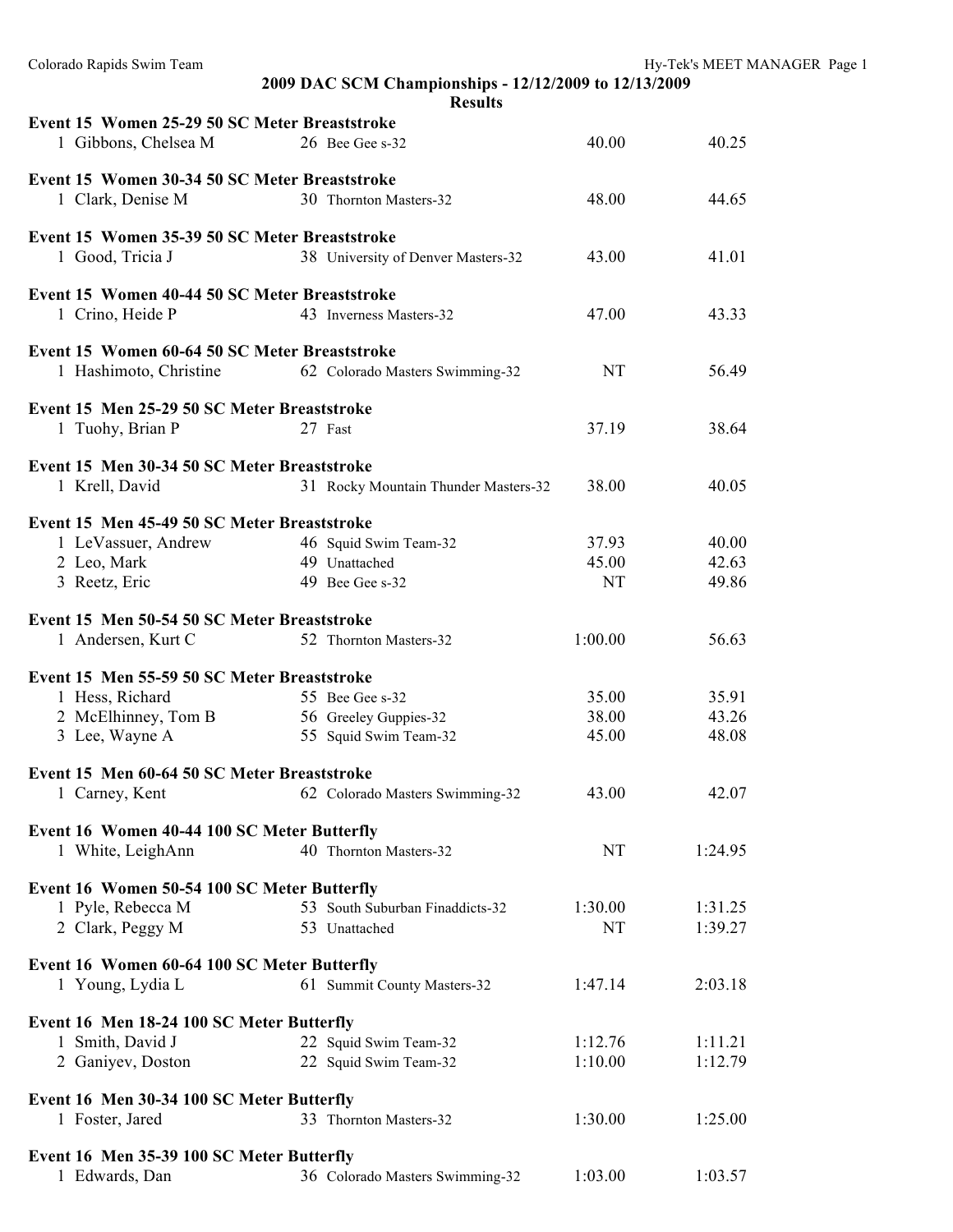**2009 DAC SCM Championships - 12/12/2009 to 12/13/2009**

**Results**

**Event 15 Women 25-29 50 SC Meter Breaststroke**

| | Name | Age | Team | Seed | Finals |
|---|---|---|---|---|---|
| 1 | Gibbons, Chelsea M | 26 | Bee Gee s-32 | 40.00 | 40.25 |

**Event 15 Women 30-34 50 SC Meter Breaststroke**

| | Name | Age | Team | Seed | Finals |
|---|---|---|---|---|---|
| 1 | Clark, Denise M | 30 | Thornton Masters-32 | 48.00 | 44.65 |

**Event 15 Women 35-39 50 SC Meter Breaststroke**

| | Name | Age | Team | Seed | Finals |
|---|---|---|---|---|---|
| 1 | Good, Tricia J | 38 | University of Denver Masters-32 | 43.00 | 41.01 |

**Event 15 Women 40-44 50 SC Meter Breaststroke**

| | Name | Age | Team | Seed | Finals |
|---|---|---|---|---|---|
| 1 | Crino, Heide P | 43 | Inverness Masters-32 | 47.00 | 43.33 |

**Event 15 Women 60-64 50 SC Meter Breaststroke**

| | Name | Age | Team | Seed | Finals |
|---|---|---|---|---|---|
| 1 | Hashimoto, Christine | 62 | Colorado Masters Swimming-32 | NT | 56.49 |

**Event 15 Men 25-29 50 SC Meter Breaststroke**

| | Name | Age | Team | Seed | Finals |
|---|---|---|---|---|---|
| 1 | Tuohy, Brian P | 27 | Fast | 37.19 | 38.64 |

**Event 15 Men 30-34 50 SC Meter Breaststroke**

| | Name | Age | Team | Seed | Finals |
|---|---|---|---|---|---|
| 1 | Krell, David | 31 | Rocky Mountain Thunder Masters-32 | 38.00 | 40.05 |

**Event 15 Men 45-49 50 SC Meter Breaststroke**

| | Name | Age | Team | Seed | Finals |
|---|---|---|---|---|---|
| 1 | LeVassuer, Andrew | 46 | Squid Swim Team-32 | 37.93 | 40.00 |
| 2 | Leo, Mark | 49 | Unattached | 45.00 | 42.63 |
| 3 | Reetz, Eric | 49 | Bee Gee s-32 | NT | 49.86 |

**Event 15 Men 50-54 50 SC Meter Breaststroke**

| | Name | Age | Team | Seed | Finals |
|---|---|---|---|---|---|
| 1 | Andersen, Kurt C | 52 | Thornton Masters-32 | 1:00.00 | 56.63 |

**Event 15 Men 55-59 50 SC Meter Breaststroke**

| | Name | Age | Team | Seed | Finals |
|---|---|---|---|---|---|
| 1 | Hess, Richard | 55 | Bee Gee s-32 | 35.00 | 35.91 |
| 2 | McElhinney, Tom B | 56 | Greeley Guppies-32 | 38.00 | 43.26 |
| 3 | Lee, Wayne A | 55 | Squid Swim Team-32 | 45.00 | 48.08 |

**Event 15 Men 60-64 50 SC Meter Breaststroke**

| | Name | Age | Team | Seed | Finals |
|---|---|---|---|---|---|
| 1 | Carney, Kent | 62 | Colorado Masters Swimming-32 | 43.00 | 42.07 |

**Event 16 Women 40-44 100 SC Meter Butterfly**

| | Name | Age | Team | Seed | Finals |
|---|---|---|---|---|---|
| 1 | White, LeighAnn | 40 | Thornton Masters-32 | NT | 1:24.95 |

**Event 16 Women 50-54 100 SC Meter Butterfly**

| | Name | Age | Team | Seed | Finals |
|---|---|---|---|---|---|
| 1 | Pyle, Rebecca M | 53 | South Suburban Finaddicts-32 | 1:30.00 | 1:31.25 |
| 2 | Clark, Peggy M | 53 | Unattached | NT | 1:39.27 |

**Event 16 Women 60-64 100 SC Meter Butterfly**

| | Name | Age | Team | Seed | Finals |
|---|---|---|---|---|---|
| 1 | Young, Lydia L | 61 | Summit County Masters-32 | 1:47.14 | 2:03.18 |

**Event 16 Men 18-24 100 SC Meter Butterfly**

| | Name | Age | Team | Seed | Finals |
|---|---|---|---|---|---|
| 1 | Smith, David J | 22 | Squid Swim Team-32 | 1:12.76 | 1:11.21 |
| 2 | Ganiyev, Doston | 22 | Squid Swim Team-32 | 1:10.00 | 1:12.79 |

**Event 16 Men 30-34 100 SC Meter Butterfly**

| | Name | Age | Team | Seed | Finals |
|---|---|---|---|---|---|
| 1 | Foster, Jared | 33 | Thornton Masters-32 | 1:30.00 | 1:25.00 |

**Event 16 Men 35-39 100 SC Meter Butterfly**

| | Name | Age | Team | Seed | Finals |
|---|---|---|---|---|---|
| 1 | Edwards, Dan | 36 | Colorado Masters Swimming-32 | 1:03.00 | 1:03.57 |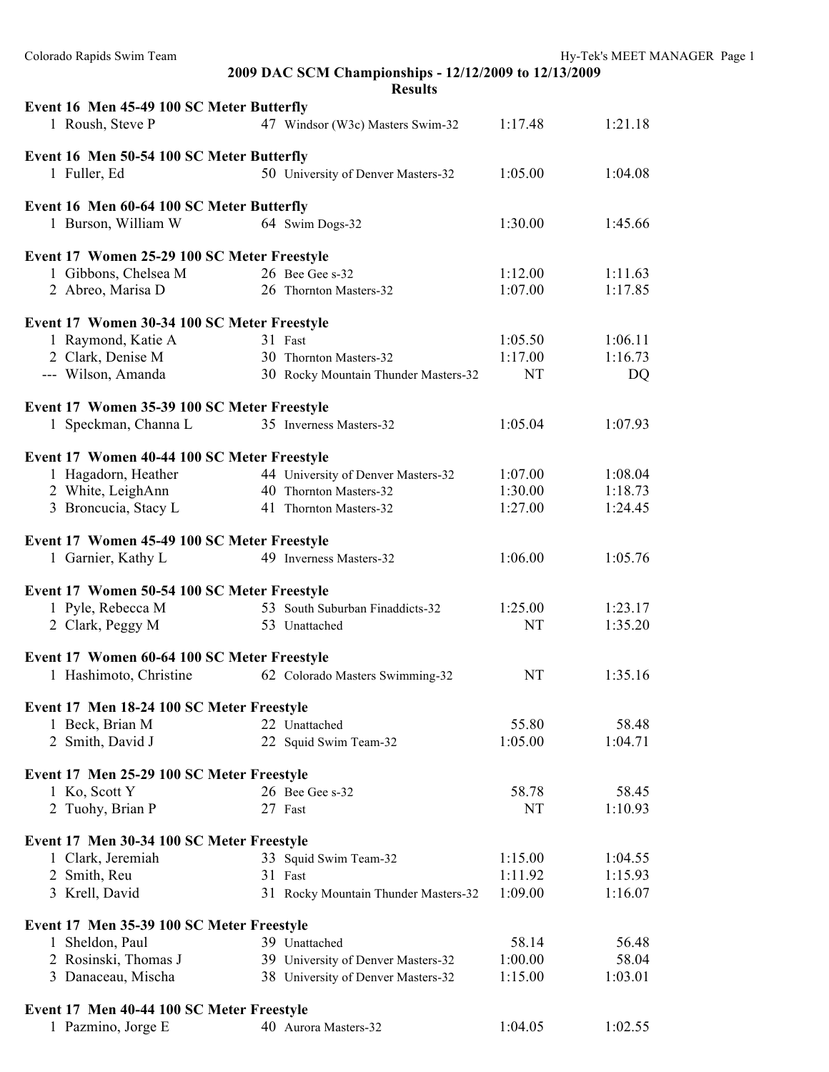## 2009 DAC SCM Championships - 12/12/2009 to 12/13/2009

### Results

**Event 16 Men 45-49 100 SC Meter Butterfly**

| Place | Name | Age | Team | Seed Time | Finals Time |
|---|---|---|---|---|---|
| 1 | Roush, Steve P | 47 | Windsor (W3c) Masters Swim-32 | 1:17.48 | 1:21.18 |

**Event 16 Men 50-54 100 SC Meter Butterfly**

| Place | Name | Age | Team | Seed Time | Finals Time |
|---|---|---|---|---|---|
| 1 | Fuller, Ed | 50 | University of Denver Masters-32 | 1:05.00 | 1:04.08 |

**Event 16 Men 60-64 100 SC Meter Butterfly**

| Place | Name | Age | Team | Seed Time | Finals Time |
|---|---|---|---|---|---|
| 1 | Burson, William W | 64 | Swim Dogs-32 | 1:30.00 | 1:45.66 |

**Event 17 Women 25-29 100 SC Meter Freestyle**

| Place | Name | Age | Team | Seed Time | Finals Time |
|---|---|---|---|---|---|
| 1 | Gibbons, Chelsea M | 26 | Bee Gee s-32 | 1:12.00 | 1:11.63 |
| 2 | Abreo, Marisa D | 26 | Thornton Masters-32 | 1:07.00 | 1:17.85 |

**Event 17 Women 30-34 100 SC Meter Freestyle**

| Place | Name | Age | Team | Seed Time | Finals Time |
|---|---|---|---|---|---|
| 1 | Raymond, Katie A | 31 | Fast | 1:05.50 | 1:06.11 |
| 2 | Clark, Denise M | 30 | Thornton Masters-32 | 1:17.00 | 1:16.73 |
| --- | Wilson, Amanda | 30 | Rocky Mountain Thunder Masters-32 | NT | DQ |

**Event 17 Women 35-39 100 SC Meter Freestyle**

| Place | Name | Age | Team | Seed Time | Finals Time |
|---|---|---|---|---|---|
| 1 | Speckman, Channa L | 35 | Inverness Masters-32 | 1:05.04 | 1:07.93 |

**Event 17 Women 40-44 100 SC Meter Freestyle**

| Place | Name | Age | Team | Seed Time | Finals Time |
|---|---|---|---|---|---|
| 1 | Hagadorn, Heather | 44 | University of Denver Masters-32 | 1:07.00 | 1:08.04 |
| 2 | White, LeighAnn | 40 | Thornton Masters-32 | 1:30.00 | 1:18.73 |
| 3 | Broncucia, Stacy L | 41 | Thornton Masters-32 | 1:27.00 | 1:24.45 |

**Event 17 Women 45-49 100 SC Meter Freestyle**

| Place | Name | Age | Team | Seed Time | Finals Time |
|---|---|---|---|---|---|
| 1 | Garnier, Kathy L | 49 | Inverness Masters-32 | 1:06.00 | 1:05.76 |

**Event 17 Women 50-54 100 SC Meter Freestyle**

| Place | Name | Age | Team | Seed Time | Finals Time |
|---|---|---|---|---|---|
| 1 | Pyle, Rebecca M | 53 | South Suburban Finaddicts-32 | 1:25.00 | 1:23.17 |
| 2 | Clark, Peggy M | 53 | Unattached | NT | 1:35.20 |

**Event 17 Women 60-64 100 SC Meter Freestyle**

| Place | Name | Age | Team | Seed Time | Finals Time |
|---|---|---|---|---|---|
| 1 | Hashimoto, Christine | 62 | Colorado Masters Swimming-32 | NT | 1:35.16 |

**Event 17 Men 18-24 100 SC Meter Freestyle**

| Place | Name | Age | Team | Seed Time | Finals Time |
|---|---|---|---|---|---|
| 1 | Beck, Brian M | 22 | Unattached | 55.80 | 58.48 |
| 2 | Smith, David J | 22 | Squid Swim Team-32 | 1:05.00 | 1:04.71 |

**Event 17 Men 25-29 100 SC Meter Freestyle**

| Place | Name | Age | Team | Seed Time | Finals Time |
|---|---|---|---|---|---|
| 1 | Ko, Scott Y | 26 | Bee Gee s-32 | 58.78 | 58.45 |
| 2 | Tuohy, Brian P | 27 | Fast | NT | 1:10.93 |

**Event 17 Men 30-34 100 SC Meter Freestyle**

| Place | Name | Age | Team | Seed Time | Finals Time |
|---|---|---|---|---|---|
| 1 | Clark, Jeremiah | 33 | Squid Swim Team-32 | 1:15.00 | 1:04.55 |
| 2 | Smith, Reu | 31 | Fast | 1:11.92 | 1:15.93 |
| 3 | Krell, David | 31 | Rocky Mountain Thunder Masters-32 | 1:09.00 | 1:16.07 |

**Event 17 Men 35-39 100 SC Meter Freestyle**

| Place | Name | Age | Team | Seed Time | Finals Time |
|---|---|---|---|---|---|
| 1 | Sheldon, Paul | 39 | Unattached | 58.14 | 56.48 |
| 2 | Rosinski, Thomas J | 39 | University of Denver Masters-32 | 1:00.00 | 58.04 |
| 3 | Danaceau, Mischa | 38 | University of Denver Masters-32 | 1:15.00 | 1:03.01 |

**Event 17 Men 40-44 100 SC Meter Freestyle**

| Place | Name | Age | Team | Seed Time | Finals Time |
|---|---|---|---|---|---|
| 1 | Pazmino, Jorge E | 40 | Aurora Masters-32 | 1:04.05 | 1:02.55 |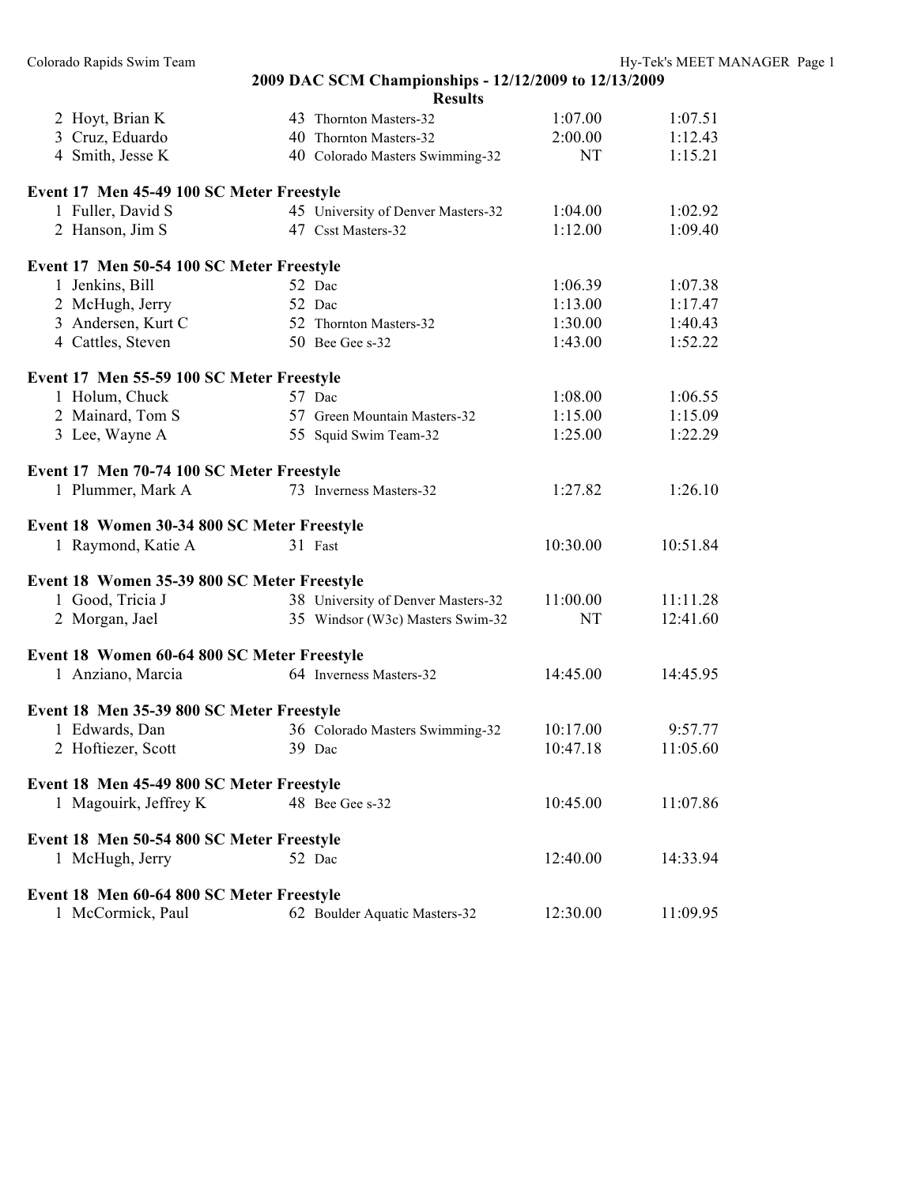| | | | | | |
|---|---|---|---|---|---|
| 2 | Hoyt, Brian K | 43 | Thornton Masters-32 | 1:07.00 | 1:07.51 |
| 3 | Cruz, Eduardo | 40 | Thornton Masters-32 | 2:00.00 | 1:12.43 |
| 4 | Smith, Jesse K | 40 | Colorado Masters Swimming-32 | NT | 1:15.21 |

**Event 17 Men 45-49 100 SC Meter Freestyle**

| | | | | | |
|---|---|---|---|---|---|
| 1 | Fuller, David S | 45 | University of Denver Masters-32 | 1:04.00 | 1:02.92 |
| 2 | Hanson, Jim S | 47 | Csst Masters-32 | 1:12.00 | 1:09.40 |

**Event 17 Men 50-54 100 SC Meter Freestyle**

| | | | | | |
|---|---|---|---|---|---|
| 1 | Jenkins, Bill | 52 | Dac | 1:06.39 | 1:07.38 |
| 2 | McHugh, Jerry | 52 | Dac | 1:13.00 | 1:17.47 |
| 3 | Andersen, Kurt C | 52 | Thornton Masters-32 | 1:30.00 | 1:40.43 |
| 4 | Cattles, Steven | 50 | Bee Gee s-32 | 1:43.00 | 1:52.22 |

**Event 17 Men 55-59 100 SC Meter Freestyle**

| | | | | | |
|---|---|---|---|---|---|
| 1 | Holum, Chuck | 57 | Dac | 1:08.00 | 1:06.55 |
| 2 | Mainard, Tom S | 57 | Green Mountain Masters-32 | 1:15.00 | 1:15.09 |
| 3 | Lee, Wayne A | 55 | Squid Swim Team-32 | 1:25.00 | 1:22.29 |

**Event 17 Men 70-74 100 SC Meter Freestyle**

| | | | | | |
|---|---|---|---|---|---|
| 1 | Plummer, Mark A | 73 | Inverness Masters-32 | 1:27.82 | 1:26.10 |

**Event 18 Women 30-34 800 SC Meter Freestyle**

| | | | | | |
|---|---|---|---|---|---|
| 1 | Raymond, Katie A | 31 | Fast | 10:30.00 | 10:51.84 |

**Event 18 Women 35-39 800 SC Meter Freestyle**

| | | | | | |
|---|---|---|---|---|---|
| 1 | Good, Tricia J | 38 | University of Denver Masters-32 | 11:00.00 | 11:11.28 |
| 2 | Morgan, Jael | 35 | Windsor (W3c) Masters Swim-32 | NT | 12:41.60 |

**Event 18 Women 60-64 800 SC Meter Freestyle**

| | | | | | |
|---|---|---|---|---|---|
| 1 | Anziano, Marcia | 64 | Inverness Masters-32 | 14:45.00 | 14:45.95 |

**Event 18 Men 35-39 800 SC Meter Freestyle**

| | | | | | |
|---|---|---|---|---|---|
| 1 | Edwards, Dan | 36 | Colorado Masters Swimming-32 | 10:17.00 | 9:57.77 |
| 2 | Hoftiezer, Scott | 39 | Dac | 10:47.18 | 11:05.60 |

**Event 18 Men 45-49 800 SC Meter Freestyle**

| | | | | | |
|---|---|---|---|---|---|
| 1 | Magouirk, Jeffrey K | 48 | Bee Gee s-32 | 10:45.00 | 11:07.86 |

**Event 18 Men 50-54 800 SC Meter Freestyle**

| | | | | | |
|---|---|---|---|---|---|
| 1 | McHugh, Jerry | 52 | Dac | 12:40.00 | 14:33.94 |

**Event 18 Men 60-64 800 SC Meter Freestyle**

| | | | | | |
|---|---|---|---|---|---|
| 1 | McCormick, Paul | 62 | Boulder Aquatic Masters-32 | 12:30.00 | 11:09.95 |